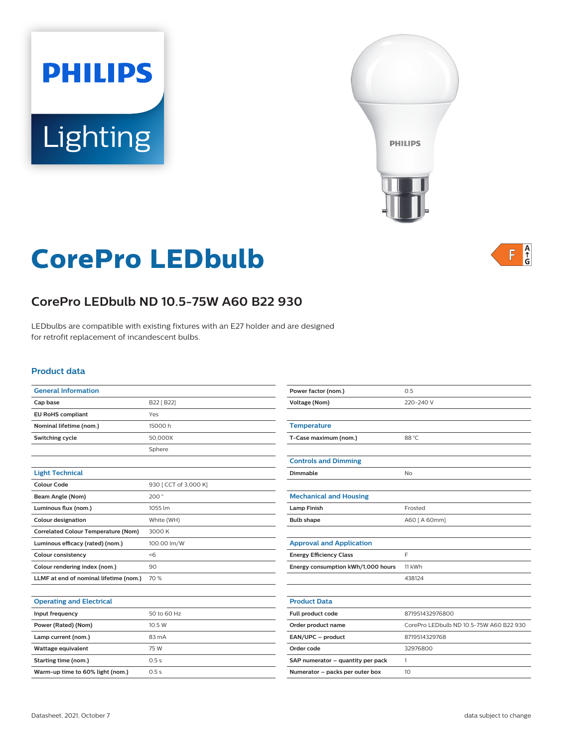PHILIPS

Lighting

# CorePro LEDbulb

## CorePro LEDbulb ND 10.5-75W A60 B22 930

LEDbulbs are compatible with existing fixtures with an E27 holder and are designed for retrofit replacement of incandescent bulbs.

### Product data

| General Information | |
|---|---|
| Cap base | B22 [ B22] |
| EU RoHS compliant | Yes |
| Nominal lifetime (nom.) | 15000 h |
| Switching cycle | 50,000X |
| | Sphere |

| Light Technical | |
|---|---|
| Colour Code | 930 [ CCT of 3,000 K] |
| Beam Angle (Nom) | 200 ° |
| Luminous flux (nom.) | 1055 lm |
| Colour designation | White (WH) |
| Correlated Colour Temperature (Nom) | 3000 K |
| Luminous efficacy (rated) (nom.) | 100.00 lm/W |
| Colour consistency | <6 |
| Colour rendering index (nom.) | 90 |
| LLMF at end of nominal lifetime (nom.) | 70 % |

| Operating and Electrical | |
|---|---|
| Input frequency | 50 to 60 Hz |
| Power (Rated) (Nom) | 10.5 W |
| Lamp current (nom.) | 83 mA |
| Wattage equivalent | 75 W |
| Starting time (nom.) | 0.5 s |
| Warm-up time to 60% light (nom.) | 0.5 s |
| Power factor (nom.) | 0.5 |
| Voltage (Nom) | 220-240 V |

| Temperature | |
|---|---|
| T-Case maximum (nom.) | 88 °C |

| Controls and Dimming | |
|---|---|
| Dimmable | No |

| Mechanical and Housing | |
|---|---|
| Lamp Finish | Frosted |
| Bulb shape | A60 [ A 60mm] |

| Approval and Application | |
|---|---|
| Energy Efficiency Class | F |
| Energy consumption kWh/1,000 hours | 11 kWh |
| | 438124 |

| Product Data | |
|---|---|
| Full product code | 871951432976800 |
| Order product name | CorePro LEDbulb ND 10.5-75W A60 B22 930 |
| EAN/UPC – product | 8719514329768 |
| Order code | 32976800 |
| SAP numerator – quantity per pack | 1 |
| Numerator – packs per outer box | 10 |

Datasheet, 2021, October 7

data subject to change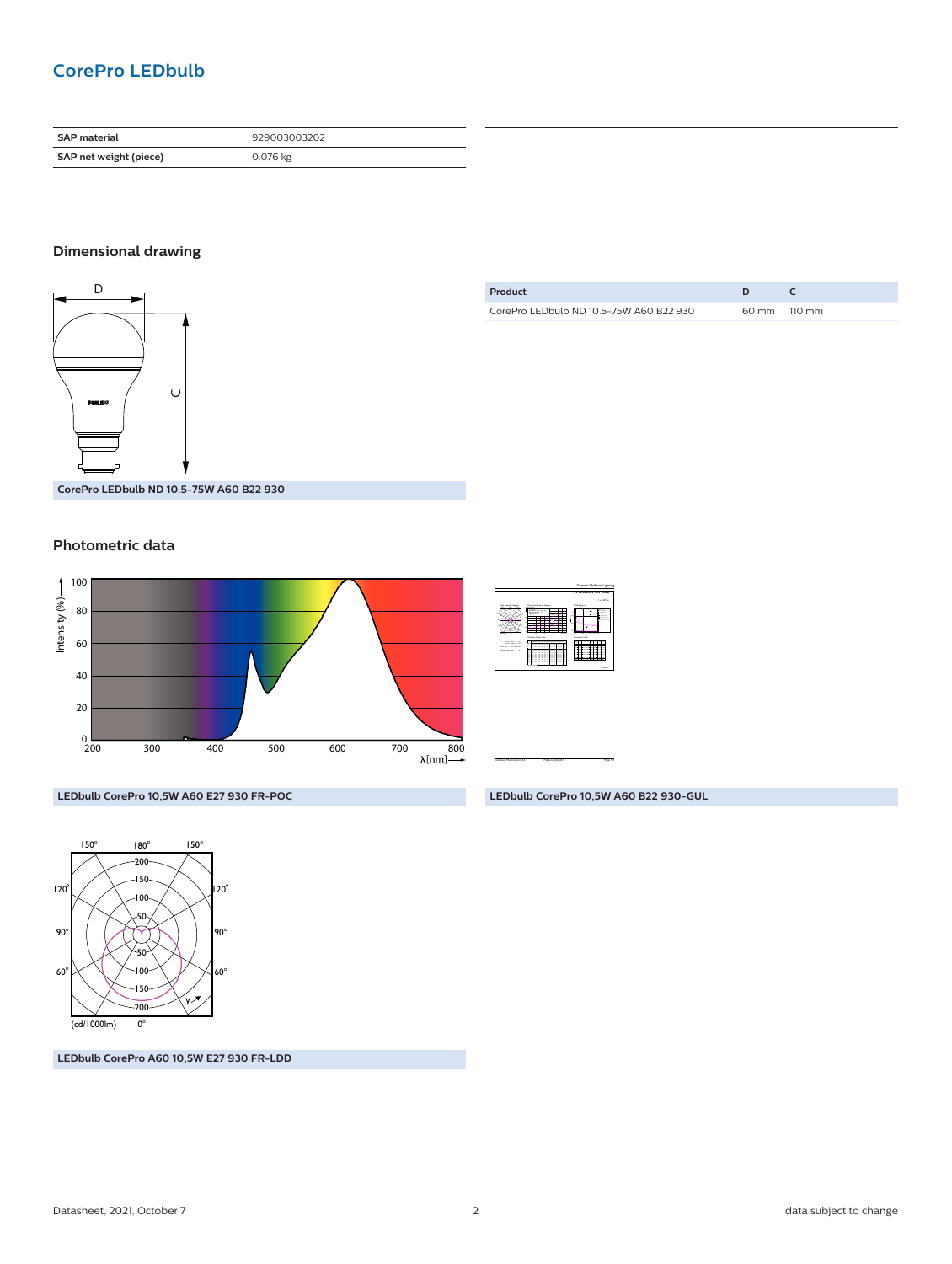## CorePro LEDbulb

| SAP material | 929003003202 |
| --- | --- |
| SAP net weight (piece) | 0.076 kg |

### Dimensional drawing

CorePro LEDbulb ND 10.5-75W A60 B22 930

| Product | D | C |
| --- | --- | --- |
| CorePro LEDbulb ND 10.5-75W A60 B22 930 | 60 mm | 110 mm |

### Photometric data

LEDbulb CorePro 10,5W A60 E27 930 FR-POC

LEDbulb CorePro 10,5W A60 B22 930-GUL

LEDbulb CorePro A60 10,5W E27 930 FR-LDD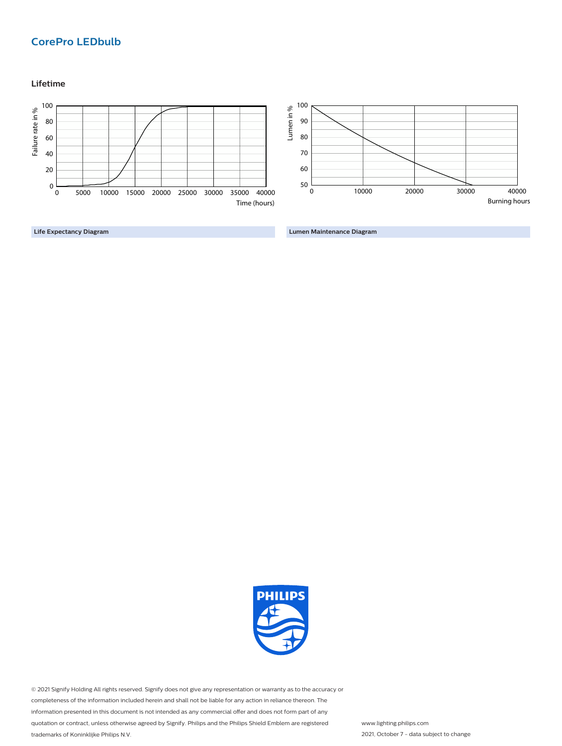## CorePro LEDbulb

### Lifetime

Failure rate in %

100
80
60
40
20
0

0 5000 10000 15000 20000 25000 30000 35000 40000

Time (hours)

**Life Expectancy Diagram**

Lumen in %

100
90
80
70
60
50

0 10000 20000 30000 40000

Burning hours

**Lumen Maintenance Diagram**

© 2021 Signify Holding All rights reserved. Signify does not give any representation or warranty as to the accuracy or completeness of the information included herein and shall not be liable for any action in reliance thereon. The information presented in this document is not intended as any commercial offer and does not form part of any quotation or contract, unless otherwise agreed by Signify. Philips and the Philips Shield Emblem are registered trademarks of Koninklijke Philips N.V.

www.lighting.philips.com

2021, October 7 - data subject to change